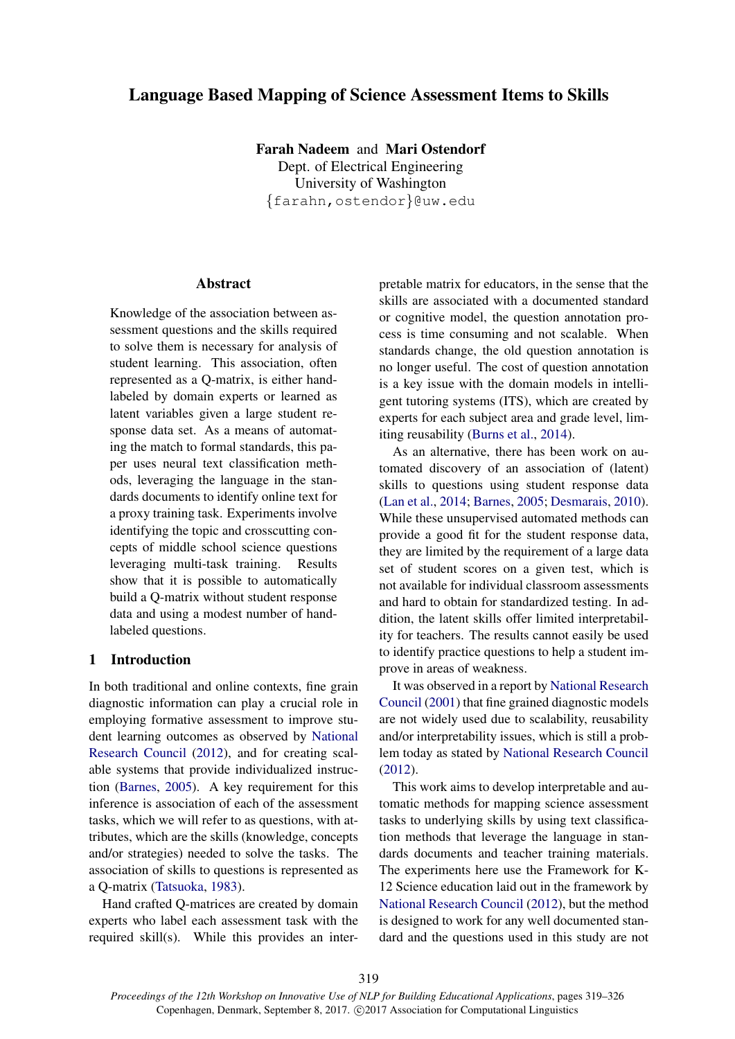# Language Based Mapping of Science Assessment Items to Skills

**Farah Nadeem** and **Mari Ostendorf**
Dept. of Electrical Engineering
University of Washington
{farahn,ostendor}@uw.edu

## Abstract

Knowledge of the association between assessment questions and the skills required to solve them is necessary for analysis of student learning. This association, often represented as a Q-matrix, is either hand-labeled by domain experts or learned as latent variables given a large student response data set. As a means of automating the match to formal standards, this paper uses neural text classification methods, leveraging the language in the standards documents to identify online text for a proxy training task. Experiments involve identifying the topic and crosscutting concepts of middle school science questions leveraging multi-task training. Results show that it is possible to automatically build a Q-matrix without student response data and using a modest number of hand-labeled questions.

## 1 Introduction

In both traditional and online contexts, fine grain diagnostic information can play a crucial role in employing formative assessment to improve student learning outcomes as observed by National Research Council (2012), and for creating scalable systems that provide individualized instruction (Barnes, 2005). A key requirement for this inference is association of each of the assessment tasks, which we will refer to as questions, with attributes, which are the skills (knowledge, concepts and/or strategies) needed to solve the tasks. The association of skills to questions is represented as a Q-matrix (Tatsuoka, 1983).

Hand crafted Q-matrices are created by domain experts who label each assessment task with the required skill(s). While this provides an interpretable matrix for educators, in the sense that the skills are associated with a documented standard or cognitive model, the question annotation process is time consuming and not scalable. When standards change, the old question annotation is no longer useful. The cost of question annotation is a key issue with the domain models in intelligent tutoring systems (ITS), which are created by experts for each subject area and grade level, limiting reusability (Burns et al., 2014).

As an alternative, there has been work on automated discovery of an association of (latent) skills to questions using student response data (Lan et al., 2014; Barnes, 2005; Desmarais, 2010). While these unsupervised automated methods can provide a good fit for the student response data, they are limited by the requirement of a large data set of student scores on a given test, which is not available for individual classroom assessments and hard to obtain for standardized testing. In addition, the latent skills offer limited interpretability for teachers. The results cannot easily be used to identify practice questions to help a student improve in areas of weakness.

It was observed in a report by National Research Council (2001) that fine grained diagnostic models are not widely used due to scalability, reusability and/or interpretability issues, which is still a problem today as stated by National Research Council (2012).

This work aims to develop interpretable and automatic methods for mapping science assessment tasks to underlying skills by using text classification methods that leverage the language in standards documents and teacher training materials. The experiments here use the Framework for K-12 Science education laid out in the framework by National Research Council (2012), but the method is designed to work for any well documented standard and the questions used in this study are not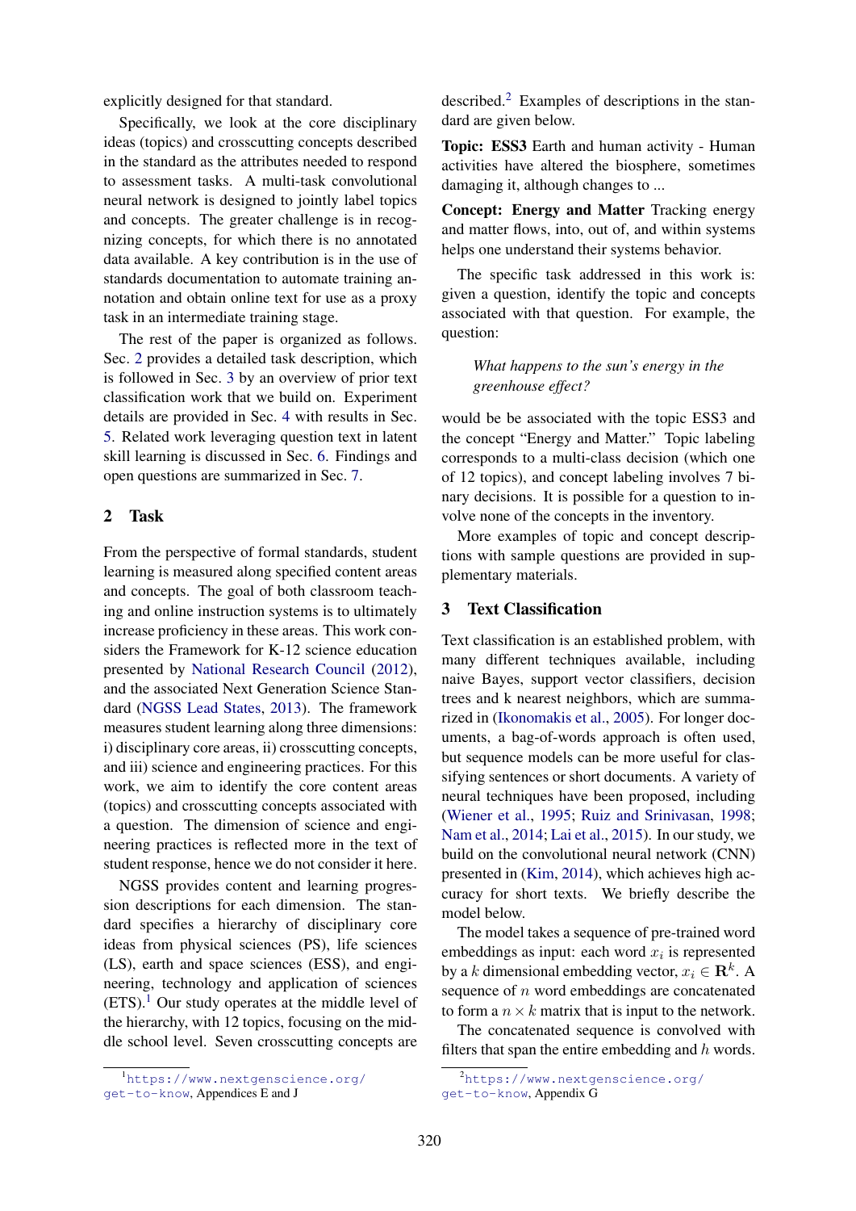explicitly designed for that standard.

Specifically, we look at the core disciplinary ideas (topics) and crosscutting concepts described in the standard as the attributes needed to respond to assessment tasks. A multi-task convolutional neural network is designed to jointly label topics and concepts. The greater challenge is in recognizing concepts, for which there is no annotated data available. A key contribution is in the use of standards documentation to automate training annotation and obtain online text for use as a proxy task in an intermediate training stage.

The rest of the paper is organized as follows. Sec. 2 provides a detailed task description, which is followed in Sec. 3 by an overview of prior text classification work that we build on. Experiment details are provided in Sec. 4 with results in Sec. 5. Related work leveraging question text in latent skill learning is discussed in Sec. 6. Findings and open questions are summarized in Sec. 7.

## 2 Task

From the perspective of formal standards, student learning is measured along specified content areas and concepts. The goal of both classroom teaching and online instruction systems is to ultimately increase proficiency in these areas. This work considers the Framework for K-12 science education presented by National Research Council (2012), and the associated Next Generation Science Standard (NGSS Lead States, 2013). The framework measures student learning along three dimensions: i) disciplinary core areas, ii) crosscutting concepts, and iii) science and engineering practices. For this work, we aim to identify the core content areas (topics) and crosscutting concepts associated with a question. The dimension of science and engineering practices is reflected more in the text of student response, hence we do not consider it here.

NGSS provides content and learning progression descriptions for each dimension. The standard specifies a hierarchy of disciplinary core ideas from physical sciences (PS), life sciences (LS), earth and space sciences (ESS), and engineering, technology and application of sciences (ETS).[1] Our study operates at the middle level of the hierarchy, with 12 topics, focusing on the middle school level. Seven crosscutting concepts are described.[2] Examples of descriptions in the standard are given below.

**Topic: ESS3** Earth and human activity - Human activities have altered the biosphere, sometimes damaging it, although changes to ...

**Concept: Energy and Matter** Tracking energy and matter flows, into, out of, and within systems helps one understand their systems behavior.

The specific task addressed in this work is: given a question, identify the topic and concepts associated with that question. For example, the question:

> *What happens to the sun's energy in the greenhouse effect?*

would be be associated with the topic ESS3 and the concept "Energy and Matter." Topic labeling corresponds to a multi-class decision (which one of 12 topics), and concept labeling involves 7 binary decisions. It is possible for a question to involve none of the concepts in the inventory.

More examples of topic and concept descriptions with sample questions are provided in supplementary materials.

## 3 Text Classification

Text classification is an established problem, with many different techniques available, including naive Bayes, support vector classifiers, decision trees and k nearest neighbors, which are summarized in (Ikonomakis et al., 2005). For longer documents, a bag-of-words approach is often used, but sequence models can be more useful for classifying sentences or short documents. A variety of neural techniques have been proposed, including (Wiener et al., 1995; Ruiz and Srinivasan, 1998; Nam et al., 2014; Lai et al., 2015). In our study, we build on the convolutional neural network (CNN) presented in (Kim, 2014), which achieves high accuracy for short texts. We briefly describe the model below.

The model takes a sequence of pre-trained word embeddings as input: each word $x_i$ is represented by a $k$ dimensional embedding vector, $x_i \in \mathbf{R}^k$. A sequence of $n$ word embeddings are concatenated to form a $n \times k$ matrix that is input to the network.

The concatenated sequence is convolved with filters that span the entire embedding and $h$ words.

[1] https://www.nextgenscience.org/get-to-know, Appendices E and J

[2] https://www.nextgenscience.org/get-to-know, Appendix G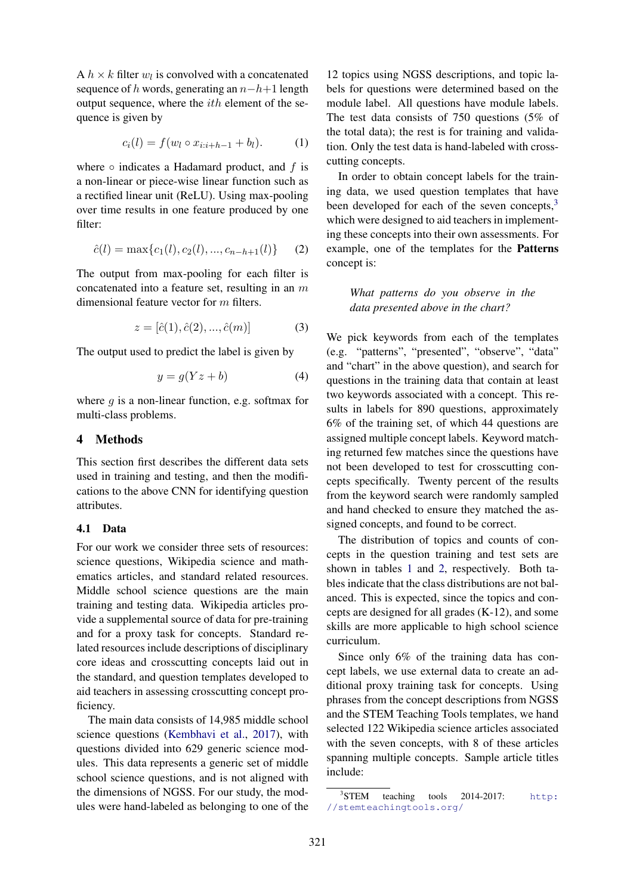A $h \times k$ filter $w_l$ is convolved with a concatenated sequence of $h$ words, generating an $n-h+1$ length output sequence, where the $ith$ element of the sequence is given by

$$c_i(l) = f(w_l \circ x_{i:i+h-1} + b_l). \quad (1)$$

where $\circ$ indicates a Hadamard product, and $f$ is a non-linear or piece-wise linear function such as a rectified linear unit (ReLU). Using max-pooling over time results in one feature produced by one filter:

$$\hat{c}(l) = \max\{c_1(l), c_2(l), ..., c_{n-h+1}(l)\} \quad (2)$$

The output from max-pooling for each filter is concatenated into a feature set, resulting in an $m$ dimensional feature vector for $m$ filters.

$$z = [\hat{c}(1), \hat{c}(2), ..., \hat{c}(m)] \quad (3)$$

The output used to predict the label is given by

$$y = g(Yz + b) \quad (4)$$

where $g$ is a non-linear function, e.g. softmax for multi-class problems.

## 4 Methods

This section first describes the different data sets used in training and testing, and then the modifications to the above CNN for identifying question attributes.

### 4.1 Data

For our work we consider three sets of resources: science questions, Wikipedia science and mathematics articles, and standard related resources. Middle school science questions are the main training and testing data. Wikipedia articles provide a supplemental source of data for pre-training and for a proxy task for concepts. Standard related resources include descriptions of disciplinary core ideas and crosscutting concepts laid out in the standard, and question templates developed to aid teachers in assessing crosscutting concept proficiency.

The main data consists of 14,985 middle school science questions (Kembhavi et al., 2017), with questions divided into 629 generic science modules. This data represents a generic set of middle school science questions, and is not aligned with the dimensions of NGSS. For our study, the modules were hand-labeled as belonging to one of the 12 topics using NGSS descriptions, and topic labels for questions were determined based on the module label. All questions have module labels. The test data consists of 750 questions (5% of the total data); the rest is for training and validation. Only the test data is hand-labeled with crosscutting concepts.

In order to obtain concept labels for the training data, we used question templates that have been developed for each of the seven concepts,[3] which were designed to aid teachers in implementing these concepts into their own assessments. For example, one of the templates for the **Patterns** concept is:

> *What patterns do you observe in the data presented above in the chart?*

We pick keywords from each of the templates (e.g. "patterns", "presented", "observe", "data" and "chart" in the above question), and search for questions in the training data that contain at least two keywords associated with a concept. This results in labels for 890 questions, approximately 6% of the training set, of which 44 questions are assigned multiple concept labels. Keyword matching returned few matches since the questions have not been developed to test for crosscutting concepts specifically. Twenty percent of the results from the keyword search were randomly sampled and hand checked to ensure they matched the assigned concepts, and found to be correct.

The distribution of topics and counts of concepts in the question training and test sets are shown in tables 1 and 2, respectively. Both tables indicate that the class distributions are not balanced. This is expected, since the topics and concepts are designed for all grades (K-12), and some skills are more applicable to high school science curriculum.

Since only 6% of the training data has concept labels, we use external data to create an additional proxy training task for concepts. Using phrases from the concept descriptions from NGSS and the STEM Teaching Tools templates, we hand selected 122 Wikipedia science articles associated with the seven concepts, with 8 of these articles spanning multiple concepts. Sample article titles include:

[3] STEM teaching tools 2014-2017: http://stemteachingtools.org/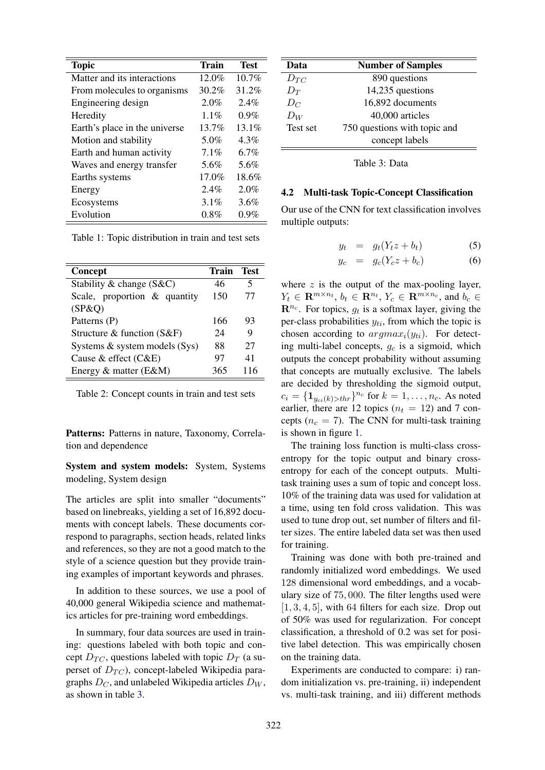| Topic | Train | Test |
|---|---|---|
| Matter and its interactions | 12.0% | 10.7% |
| From molecules to organisms | 30.2% | 31.2% |
| Engineering design | 2.0% | 2.4% |
| Heredity | 1.1% | 0.9% |
| Earth's place in the universe | 13.7% | 13.1% |
| Motion and stability | 5.0% | 4.3% |
| Earth and human activity | 7.1% | 6.7% |
| Waves and energy transfer | 5.6% | 5.6% |
| Earths systems | 17.0% | 18.6% |
| Energy | 2.4% | 2.0% |
| Ecosystems | 3.1% | 3.6% |
| Evolution | 0.8% | 0.9% |

Table 1: Topic distribution in train and test sets

| Concept | Train | Test |
|---|---|---|
| Stability & change (S&C) | 46 | 5 |
| Scale, proportion & quantity (SP&Q) | 150 | 77 |
| Patterns (P) | 166 | 93 |
| Structure & function (S&F) | 24 | 9 |
| Systems & system models (Sys) | 88 | 27 |
| Cause & effect (C&E) | 97 | 41 |
| Energy & matter (E&M) | 365 | 116 |

Table 2: Concept counts in train and test sets

**Patterns:** Patterns in nature, Taxonomy, Correlation and dependence

**System and system models:** System, Systems modeling, System design

The articles are split into smaller "documents" based on linebreaks, yielding a set of 16,892 documents with concept labels. These documents correspond to paragraphs, section heads, related links and references, so they are not a good match to the style of a science question but they provide training examples of important keywords and phrases.

In addition to these sources, we use a pool of 40,000 general Wikipedia science and mathematics articles for pre-training word embeddings.

In summary, four data sources are used in training: questions labeled with both topic and concept $D_{TC}$, questions labeled with topic $D_T$ (a superset of $D_{TC}$), concept-labeled Wikipedia paragraphs $D_C$, and unlabeled Wikipedia articles $D_W$, as shown in table 3.

| Data | Number of Samples |
|---|---|
| $D_{TC}$ | 890 questions |
| $D_T$ | 14,235 questions |
| $D_C$ | 16,892 documents |
| $D_W$ | 40,000 articles |
| Test set | 750 questions with topic and concept labels |

Table 3: Data

### 4.2 Multi-task Topic-Concept Classification

Our use of the CNN for text classification involves multiple outputs:

$$y_t = g_t(Y_t z + b_t) \quad (5)$$

$$y_c = g_c(Y_c z + b_c) \quad (6)$$

where $z$ is the output of the max-pooling layer, $Y_t \in \mathbf{R}^{m \times n_t}$, $b_t \in \mathbf{R}^{n_t}$, $Y_c \in \mathbf{R}^{m \times n_c}$, and $b_c \in \mathbf{R}^{n_c}$. For topics, $g_t$ is a softmax layer, giving the per-class probabilities $y_{ti}$, from which the topic is chosen according to $argmax_i(y_{ti})$. For detecting multi-label concepts, $g_c$ is a sigmoid, which outputs the concept probability without assuming that concepts are mutually exclusive. The labels are decided by thresholding the sigmoid output, $c_i = \{\mathbf{1}_{y_{ci}(k)>thr}\}^{n_c}$ for $k = 1, \ldots, n_c$. As noted earlier, there are 12 topics ($n_t = 12$) and 7 concepts ($n_c = 7$). The CNN for multi-task training is shown in figure 1.

The training loss function is multi-class cross-entropy for the topic output and binary cross-entropy for each of the concept outputs. Multi-task training uses a sum of topic and concept loss. 10% of the training data was used for validation at a time, using ten fold cross validation. This was used to tune drop out, set number of filters and filter sizes. The entire labeled data set was then used for training.

Training was done with both pre-trained and randomly initialized word embeddings. We used 128 dimensional word embeddings, and a vocabulary size of 75,000. The filter lengths used were $[1, 3, 4, 5]$, with 64 filters for each size. Drop out of 50% was used for regularization. For concept classification, a threshold of 0.2 was set for positive label detection. This was empirically chosen on the training data.

Experiments are conducted to compare: i) random initialization vs. pre-training, ii) independent vs. multi-task training, and iii) different methods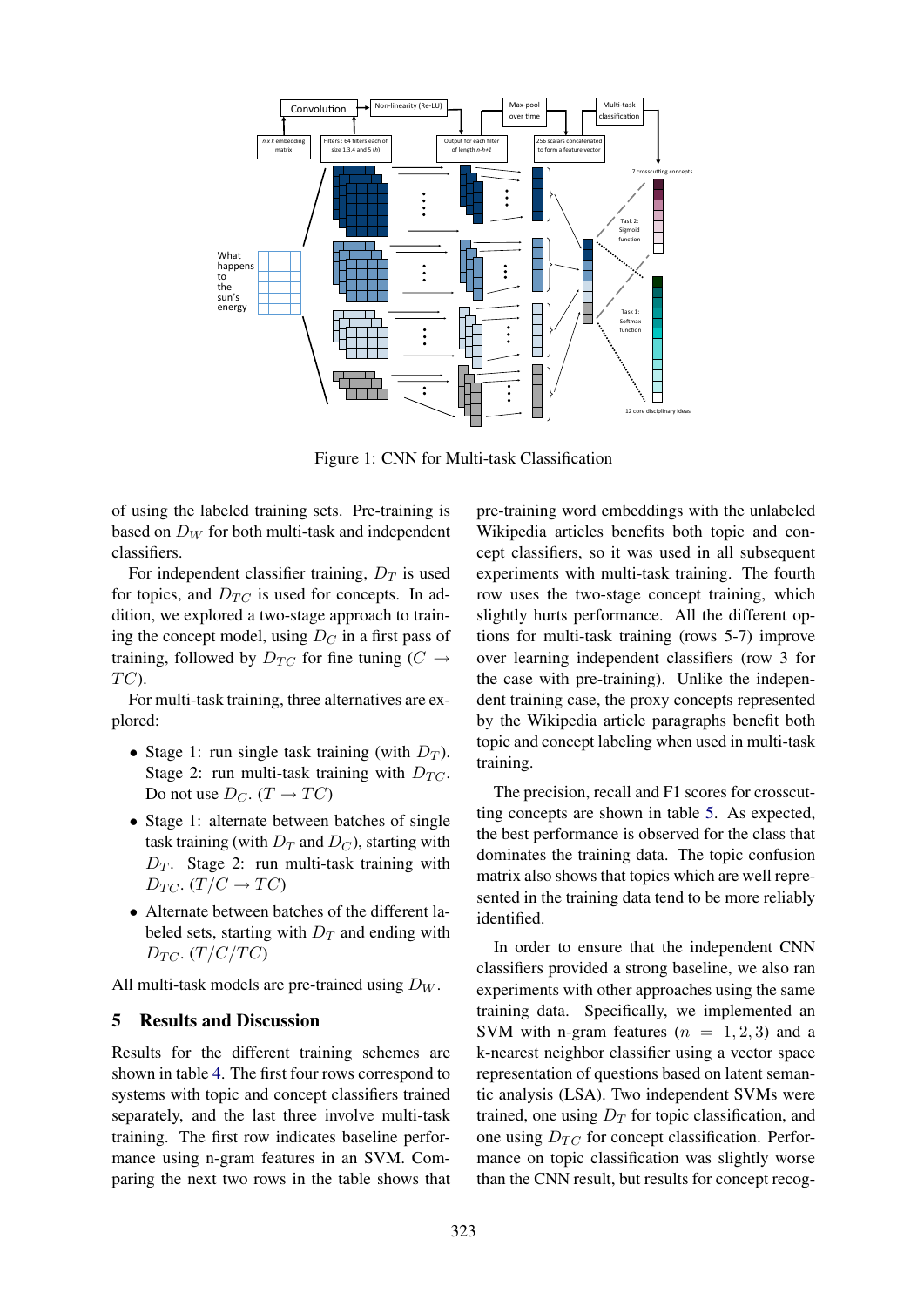Figure 1: CNN for Multi-task Classification

of using the labeled training sets. Pre-training is based on $D_W$ for both multi-task and independent classifiers.

For independent classifier training, $D_T$ is used for topics, and $D_{TC}$ is used for concepts. In addition, we explored a two-stage approach to training the concept model, using $D_C$ in a first pass of training, followed by $D_{TC}$ for fine tuning ($C \rightarrow TC$).

For multi-task training, three alternatives are explored:

- Stage 1: run single task training (with $D_T$). Stage 2: run multi-task training with $D_{TC}$. Do not use $D_C$. ($T \rightarrow TC$)
- Stage 1: alternate between batches of single task training (with $D_T$ and $D_C$), starting with $D_T$. Stage 2: run multi-task training with $D_{TC}$. ($T/C \rightarrow TC$)
- Alternate between batches of the different labeled sets, starting with $D_T$ and ending with $D_{TC}$. ($T/C/TC$)

All multi-task models are pre-trained using $D_W$.

## 5 Results and Discussion

Results for the different training schemes are shown in table 4. The first four rows correspond to systems with topic and concept classifiers trained separately, and the last three involve multi-task training. The first row indicates baseline performance using n-gram features in an SVM. Comparing the next two rows in the table shows that pre-training word embeddings with the unlabeled Wikipedia articles benefits both topic and concept classifiers, so it was used in all subsequent experiments with multi-task training. The fourth row uses the two-stage concept training, which slightly hurts performance. All the different options for multi-task training (rows 5-7) improve over learning independent classifiers (row 3 for the case with pre-training). Unlike the independent training case, the proxy concepts represented by the Wikipedia article paragraphs benefit both topic and concept labeling when used in multi-task training.

The precision, recall and F1 scores for crosscutting concepts are shown in table 5. As expected, the best performance is observed for the class that dominates the training data. The topic confusion matrix also shows that topics which are well represented in the training data tend to be more reliably identified.

In order to ensure that the independent CNN classifiers provided a strong baseline, we also ran experiments with other approaches using the same training data. Specifically, we implemented an SVM with n-gram features ($n = 1, 2, 3$) and a k-nearest neighbor classifier using a vector space representation of questions based on latent semantic analysis (LSA). Two independent SVMs were trained, one using $D_T$ for topic classification, and one using $D_{TC}$ for concept classification. Performance on topic classification was slightly worse than the CNN result, but results for concept recog-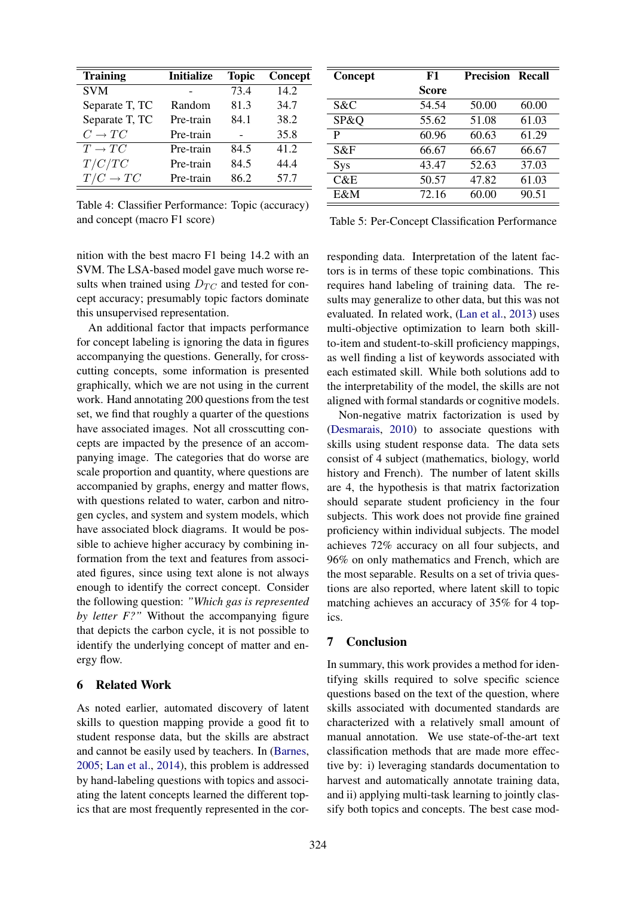| Training | Initialize | Topic | Concept |
|---|---|---|---|
| SVM | - | 73.4 | 14.2 |
| Separate T, TC | Random | 81.3 | 34.7 |
| Separate T, TC | Pre-train | 84.1 | 38.2 |
| $C \rightarrow TC$ | Pre-train | - | 35.8 |
| $T \rightarrow TC$ | Pre-train | 84.5 | 41.2 |
| $T/C/TC$ | Pre-train | 84.5 | 44.4 |
| $T/C \rightarrow TC$ | Pre-train | 86.2 | 57.7 |

Table 4: Classifier Performance: Topic (accuracy) and concept (macro F1 score)

| Concept | F1 Score | Precision | Recall |
|---|---|---|---|
| S&C | 54.54 | 50.00 | 60.00 |
| SP&Q | 55.62 | 51.08 | 61.03 |
| P | 60.96 | 60.63 | 61.29 |
| S&F | 66.67 | 66.67 | 66.67 |
| Sys | 43.47 | 52.63 | 37.03 |
| C&E | 50.57 | 47.82 | 61.03 |
| E&M | 72.16 | 60.00 | 90.51 |

Table 5: Per-Concept Classification Performance

nition with the best macro F1 being 14.2 with an SVM. The LSA-based model gave much worse results when trained using $D_{TC}$ and tested for concept accuracy; presumably topic factors dominate this unsupervised representation.

An additional factor that impacts performance for concept labeling is ignoring the data in figures accompanying the questions. Generally, for cross-cutting concepts, some information is presented graphically, which we are not using in the current work. Hand annotating 200 questions from the test set, we find that roughly a quarter of the questions have associated images. Not all crosscutting concepts are impacted by the presence of an accompanying image. The categories that do worse are scale proportion and quantity, where questions are accompanied by graphs, energy and matter flows, with questions related to water, carbon and nitrogen cycles, and system and system models, which have associated block diagrams. It would be possible to achieve higher accuracy by combining information from the text and features from associated figures, since using text alone is not always enough to identify the correct concept. Consider the following question: *"Which gas is represented by letter F?"* Without the accompanying figure that depicts the carbon cycle, it is not possible to identify the underlying concept of matter and energy flow.

## 6 Related Work

As noted earlier, automated discovery of latent skills to question mapping provide a good fit to student response data, but the skills are abstract and cannot be easily used by teachers. In (Barnes, 2005; Lan et al., 2014), this problem is addressed by hand-labeling questions with topics and associating the latent concepts learned the different topics that are most frequently represented in the corresponding data. Interpretation of the latent factors is in terms of these topic combinations. This requires hand labeling of training data. The results may generalize to other data, but this was not evaluated. In related work, (Lan et al., 2013) uses multi-objective optimization to learn both skill-to-item and student-to-skill proficiency mappings, as well finding a list of keywords associated with each estimated skill. While both solutions add to the interpretability of the model, the skills are not aligned with formal standards or cognitive models.

Non-negative matrix factorization is used by (Desmarais, 2010) to associate questions with skills using student response data. The data sets consist of 4 subject (mathematics, biology, world history and French). The number of latent skills are 4, the hypothesis is that matrix factorization should separate student proficiency in the four subjects. This work does not provide fine grained proficiency within individual subjects. The model achieves 72% accuracy on all four subjects, and 96% on only mathematics and French, which are the most separable. Results on a set of trivia questions are also reported, where latent skill to topic matching achieves an accuracy of 35% for 4 topics.

## 7 Conclusion

In summary, this work provides a method for identifying skills required to solve specific science questions based on the text of the question, where skills associated with documented standards are characterized with a relatively small amount of manual annotation. We use state-of-the-art text classification methods that are made more effective by: i) leveraging standards documentation to harvest and automatically annotate training data, and ii) applying multi-task learning to jointly classify both topics and concepts. The best case mod-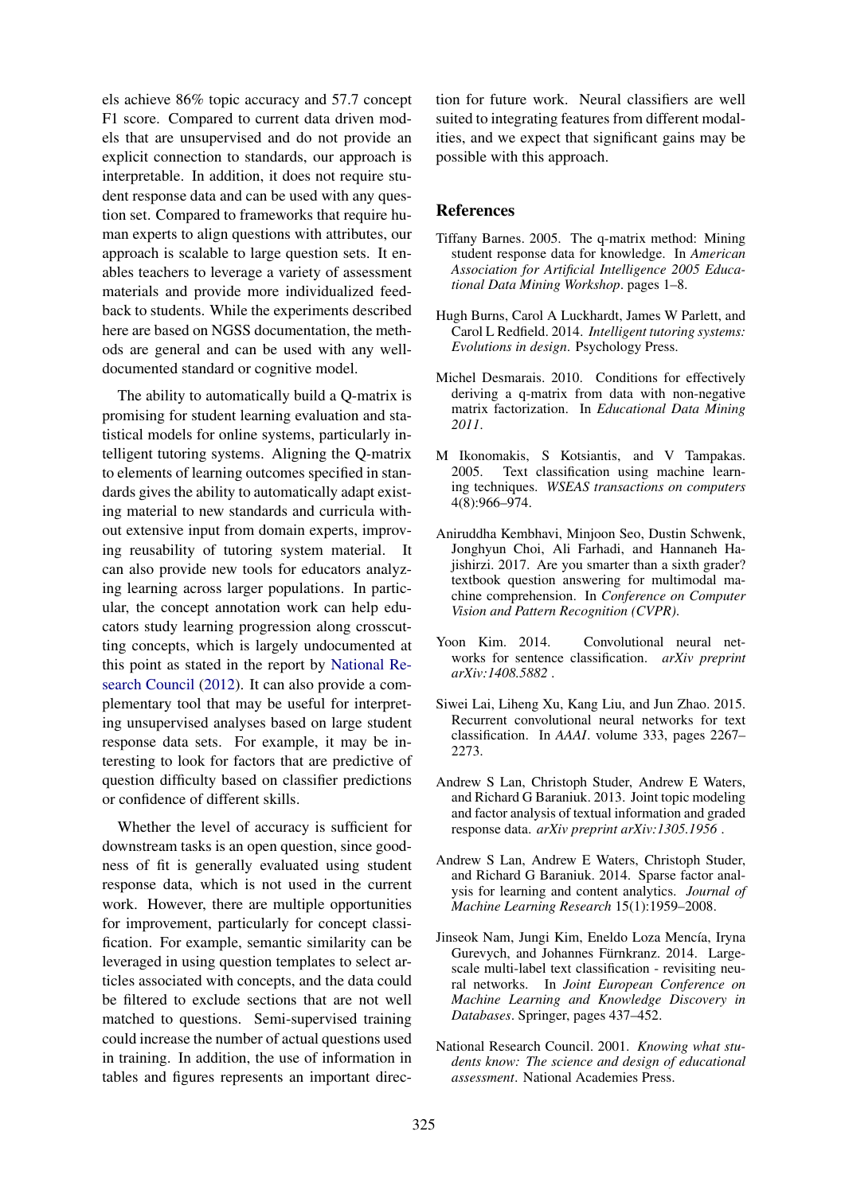els achieve 86% topic accuracy and 57.7 concept F1 score. Compared to current data driven models that are unsupervised and do not provide an explicit connection to standards, our approach is interpretable. In addition, it does not require student response data and can be used with any question set. Compared to frameworks that require human experts to align questions with attributes, our approach is scalable to large question sets. It enables teachers to leverage a variety of assessment materials and provide more individualized feedback to students. While the experiments described here are based on NGSS documentation, the methods are general and can be used with any well-documented standard or cognitive model.

The ability to automatically build a Q-matrix is promising for student learning evaluation and statistical models for online systems, particularly intelligent tutoring systems. Aligning the Q-matrix to elements of learning outcomes specified in standards gives the ability to automatically adapt existing material to new standards and curricula without extensive input from domain experts, improving reusability of tutoring system material. It can also provide new tools for educators analyzing learning across larger populations. In particular, the concept annotation work can help educators study learning progression along crosscutting concepts, which is largely undocumented at this point as stated in the report by National Research Council (2012). It can also provide a complementary tool that may be useful for interpreting unsupervised analyses based on large student response data sets. For example, it may be interesting to look for factors that are predictive of question difficulty based on classifier predictions or confidence of different skills.

Whether the level of accuracy is sufficient for downstream tasks is an open question, since goodness of fit is generally evaluated using student response data, which is not used in the current work. However, there are multiple opportunities for improvement, particularly for concept classification. For example, semantic similarity can be leveraged in using question templates to select articles associated with concepts, and the data could be filtered to exclude sections that are not well matched to questions. Semi-supervised training could increase the number of actual questions used in training. In addition, the use of information in tables and figures represents an important direction for future work. Neural classifiers are well suited to integrating features from different modalities, and we expect that significant gains may be possible with this approach.

## References

Tiffany Barnes. 2005. The q-matrix method: Mining student response data for knowledge. In *American Association for Artificial Intelligence 2005 Educational Data Mining Workshop*. pages 1–8.

Hugh Burns, Carol A Luckhardt, James W Parlett, and Carol L Redfield. 2014. *Intelligent tutoring systems: Evolutions in design*. Psychology Press.

Michel Desmarais. 2010. Conditions for effectively deriving a q-matrix from data with non-negative matrix factorization. In *Educational Data Mining 2011*.

M Ikonomakis, S Kotsiantis, and V Tampakas. 2005. Text classification using machine learning techniques. *WSEAS transactions on computers* 4(8):966–974.

Aniruddha Kembhavi, Minjoon Seo, Dustin Schwenk, Jonghyun Choi, Ali Farhadi, and Hannaneh Hajishirzi. 2017. Are you smarter than a sixth grader? textbook question answering for multimodal machine comprehension. In *Conference on Computer Vision and Pattern Recognition (CVPR)*.

Yoon Kim. 2014. Convolutional neural networks for sentence classification. *arXiv preprint arXiv:1408.5882* .

Siwei Lai, Liheng Xu, Kang Liu, and Jun Zhao. 2015. Recurrent convolutional neural networks for text classification. In *AAAI*. volume 333, pages 2267–2273.

Andrew S Lan, Christoph Studer, Andrew E Waters, and Richard G Baraniuk. 2013. Joint topic modeling and factor analysis of textual information and graded response data. *arXiv preprint arXiv:1305.1956* .

Andrew S Lan, Andrew E Waters, Christoph Studer, and Richard G Baraniuk. 2014. Sparse factor analysis for learning and content analytics. *Journal of Machine Learning Research* 15(1):1959–2008.

Jinseok Nam, Jungi Kim, Eneldo Loza Mencía, Iryna Gurevych, and Johannes Fürnkranz. 2014. Large-scale multi-label text classification - revisiting neural networks. In *Joint European Conference on Machine Learning and Knowledge Discovery in Databases*. Springer, pages 437–452.

National Research Council. 2001. *Knowing what students know: The science and design of educational assessment*. National Academies Press.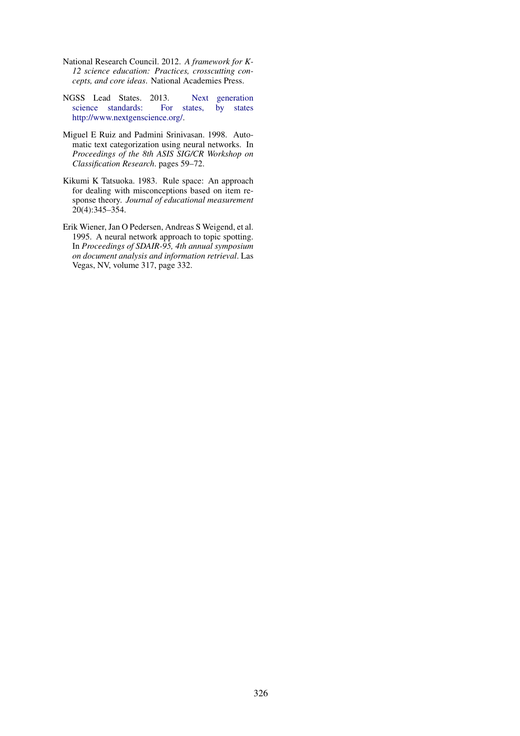National Research Council. 2012. *A framework for K-12 science education: Practices, crosscutting concepts, and core ideas*. National Academies Press.

NGSS Lead States. 2013. Next generation science standards: For states, by states http://www.nextgenscience.org/.

Miguel E Ruiz and Padmini Srinivasan. 1998. Automatic text categorization using neural networks. In *Proceedings of the 8th ASIS SIG/CR Workshop on Classification Research*. pages 59–72.

Kikumi K Tatsuoka. 1983. Rule space: An approach for dealing with misconceptions based on item response theory. *Journal of educational measurement* 20(4):345–354.

Erik Wiener, Jan O Pedersen, Andreas S Weigend, et al. 1995. A neural network approach to topic spotting. In *Proceedings of SDAIR-95, 4th annual symposium on document analysis and information retrieval*. Las Vegas, NV, volume 317, page 332.